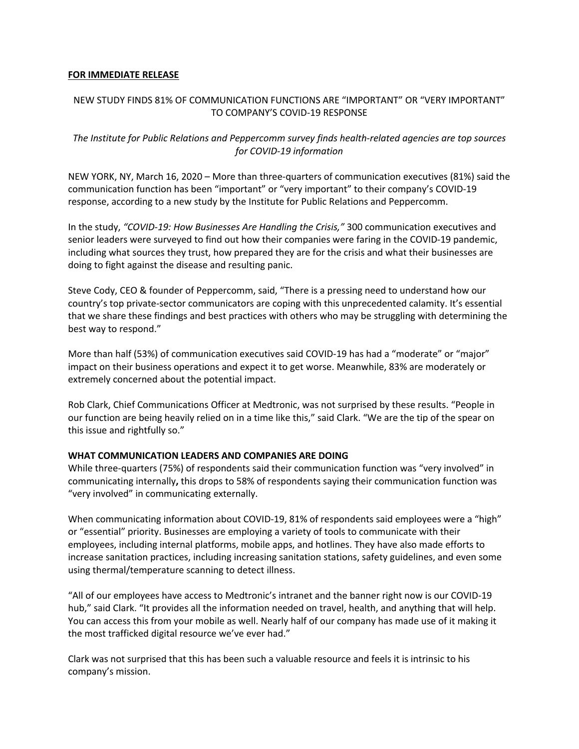**FOR IMMEDIATE RELEASE**

# NEW STUDY FINDS 81% OF COMMUNICATION FUNCTIONS ARE "IMPORTANT" OR "VERY IMPORTANT" TO COMPANY'S COVID-19 RESPONSE

*The Institute for Public Relations and Peppercomm survey finds health-related agencies are top sources for COVID-19 information*

NEW YORK, NY, March 16, 2020 – More than three-quarters of communication executives (81%) said the communication function has been "important" or "very important" to their company's COVID-19 response, according to a new study by the Institute for Public Relations and Peppercomm.

In the study, *"COVID-19: How Businesses Are Handling the Crisis,"* 300 communication executives and senior leaders were surveyed to find out how their companies were faring in the COVID-19 pandemic, including what sources they trust, how prepared they are for the crisis and what their businesses are doing to fight against the disease and resulting panic.

Steve Cody, CEO & founder of Peppercomm, said, "There is a pressing need to understand how our country's top private-sector communicators are coping with this unprecedented calamity. It's essential that we share these findings and best practices with others who may be struggling with determining the best way to respond."

More than half (53%) of communication executives said COVID-19 has had a "moderate" or "major" impact on their business operations and expect it to get worse. Meanwhile, 83% are moderately or extremely concerned about the potential impact.

Rob Clark, Chief Communications Officer at Medtronic, was not surprised by these results. "People in our function are being heavily relied on in a time like this," said Clark. "We are the tip of the spear on this issue and rightfully so."

**WHAT COMMUNICATION LEADERS AND COMPANIES ARE DOING**

While three-quarters (75%) of respondents said their communication function was "very involved" in communicating internally**,** this drops to 58% of respondents saying their communication function was "very involved" in communicating externally.

When communicating information about COVID-19, 81% of respondents said employees were a "high" or "essential" priority. Businesses are employing a variety of tools to communicate with their employees, including internal platforms, mobile apps, and hotlines. They have also made efforts to increase sanitation practices, including increasing sanitation stations, safety guidelines, and even some using thermal/temperature scanning to detect illness.

"All of our employees have access to Medtronic's intranet and the banner right now is our COVID-19 hub," said Clark. "It provides all the information needed on travel, health, and anything that will help. You can access this from your mobile as well. Nearly half of our company has made use of it making it the most trafficked digital resource we've ever had."

Clark was not surprised that this has been such a valuable resource and feels it is intrinsic to his company's mission.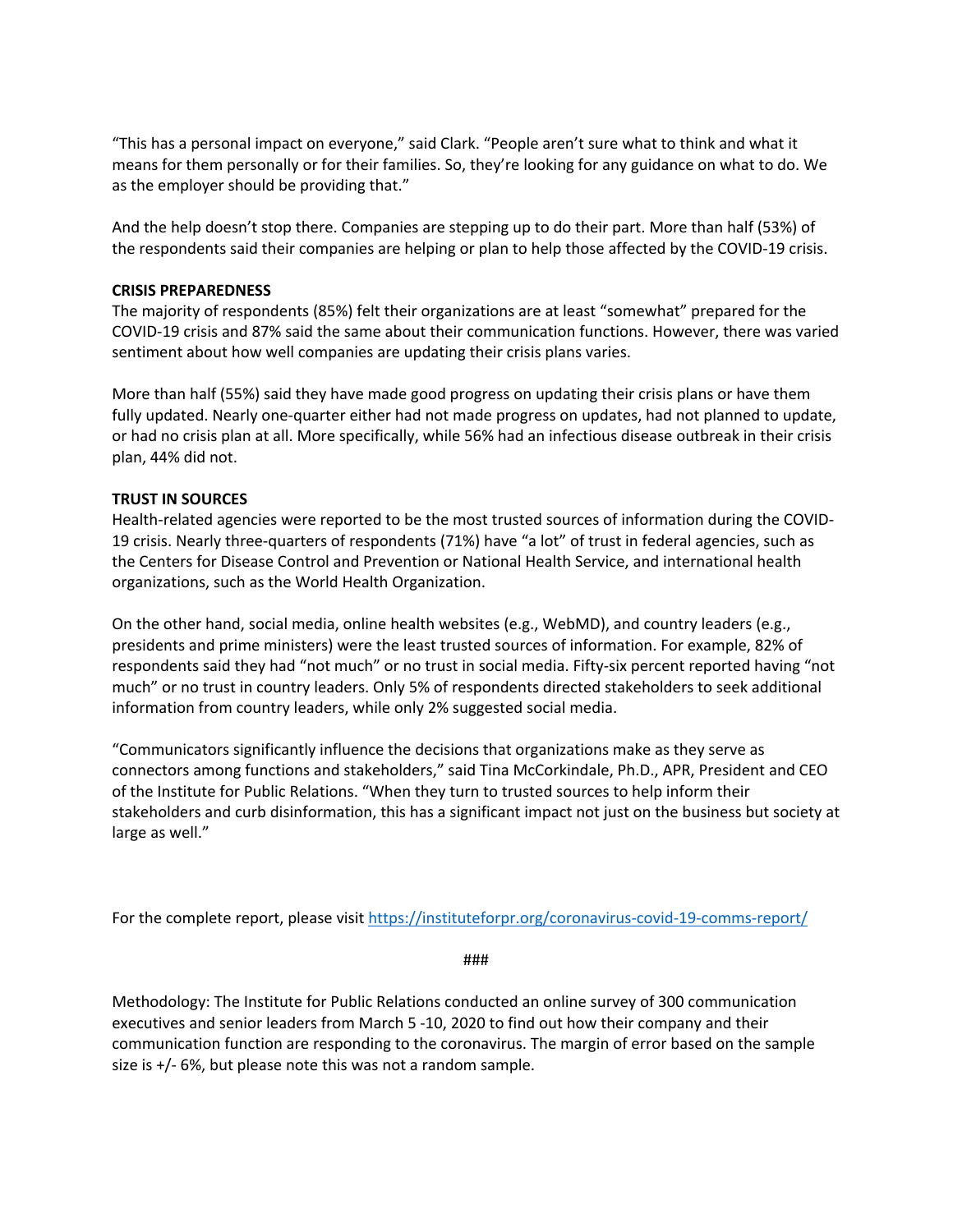"This has a personal impact on everyone," said Clark. "People aren't sure what to think and what it means for them personally or for their families. So, they're looking for any guidance on what to do. We as the employer should be providing that."

And the help doesn't stop there. Companies are stepping up to do their part. More than half (53%) of the respondents said their companies are helping or plan to help those affected by the COVID-19 crisis.

**CRISIS PREPAREDNESS**

The majority of respondents (85%) felt their organizations are at least "somewhat" prepared for the COVID-19 crisis and 87% said the same about their communication functions. However, there was varied sentiment about how well companies are updating their crisis plans varies.

More than half (55%) said they have made good progress on updating their crisis plans or have them fully updated. Nearly one-quarter either had not made progress on updates, had not planned to update, or had no crisis plan at all. More specifically, while 56% had an infectious disease outbreak in their crisis plan, 44% did not.

**TRUST IN SOURCES**

Health-related agencies were reported to be the most trusted sources of information during the COVID-19 crisis. Nearly three-quarters of respondents (71%) have "a lot" of trust in federal agencies, such as the Centers for Disease Control and Prevention or National Health Service, and international health organizations, such as the World Health Organization.

On the other hand, social media, online health websites (e.g., WebMD), and country leaders (e.g., presidents and prime ministers) were the least trusted sources of information. For example, 82% of respondents said they had "not much" or no trust in social media. Fifty-six percent reported having "not much" or no trust in country leaders. Only 5% of respondents directed stakeholders to seek additional information from country leaders, while only 2% suggested social media.

"Communicators significantly influence the decisions that organizations make as they serve as connectors among functions and stakeholders," said Tina McCorkindale, Ph.D., APR, President and CEO of the Institute for Public Relations. "When they turn to trusted sources to help inform their stakeholders and curb disinformation, this has a significant impact not just on the business but society at large as well."

For the complete report, please visit https://instituteforpr.org/coronavirus-covid-19-comms-report/

###

Methodology: The Institute for Public Relations conducted an online survey of 300 communication executives and senior leaders from March 5 -10, 2020 to find out how their company and their communication function are responding to the coronavirus. The margin of error based on the sample size is +/- 6%, but please note this was not a random sample.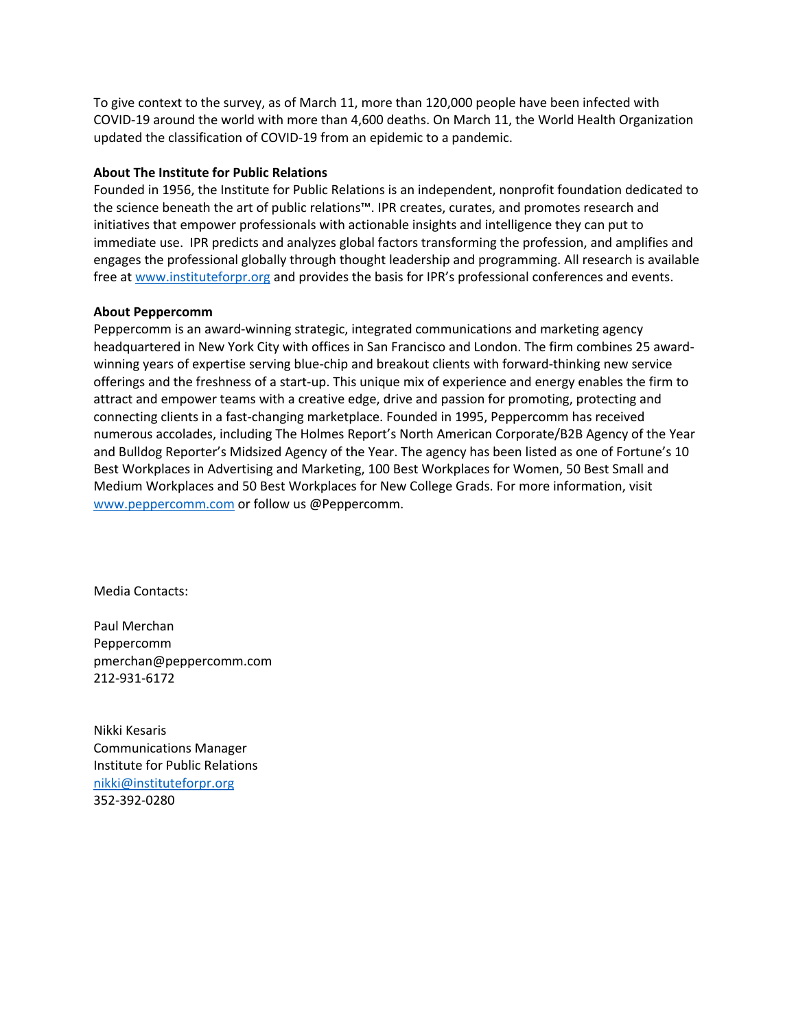To give context to the survey, as of March 11, more than 120,000 people have been infected with COVID-19 around the world with more than 4,600 deaths. On March 11, the World Health Organization updated the classification of COVID-19 from an epidemic to a pandemic.

**About The Institute for Public Relations**

Founded in 1956, the Institute for Public Relations is an independent, nonprofit foundation dedicated to the science beneath the art of public relations™. IPR creates, curates, and promotes research and initiatives that empower professionals with actionable insights and intelligence they can put to immediate use. IPR predicts and analyzes global factors transforming the profession, and amplifies and engages the professional globally through thought leadership and programming. All research is available free at www.instituteforpr.org and provides the basis for IPR's professional conferences and events.

**About Peppercomm**

Peppercomm is an award-winning strategic, integrated communications and marketing agency headquartered in New York City with offices in San Francisco and London. The firm combines 25 award-winning years of expertise serving blue-chip and breakout clients with forward-thinking new service offerings and the freshness of a start-up. This unique mix of experience and energy enables the firm to attract and empower teams with a creative edge, drive and passion for promoting, protecting and connecting clients in a fast-changing marketplace. Founded in 1995, Peppercomm has received numerous accolades, including The Holmes Report's North American Corporate/B2B Agency of the Year and Bulldog Reporter's Midsized Agency of the Year. The agency has been listed as one of Fortune's 10 Best Workplaces in Advertising and Marketing, 100 Best Workplaces for Women, 50 Best Small and Medium Workplaces and 50 Best Workplaces for New College Grads. For more information, visit www.peppercomm.com or follow us @Peppercomm.

Media Contacts:

Paul Merchan
Peppercomm
pmerchan@peppercomm.com
212-931-6172

Nikki Kesaris
Communications Manager
Institute for Public Relations
nikki@instituteforpr.org
352-392-0280